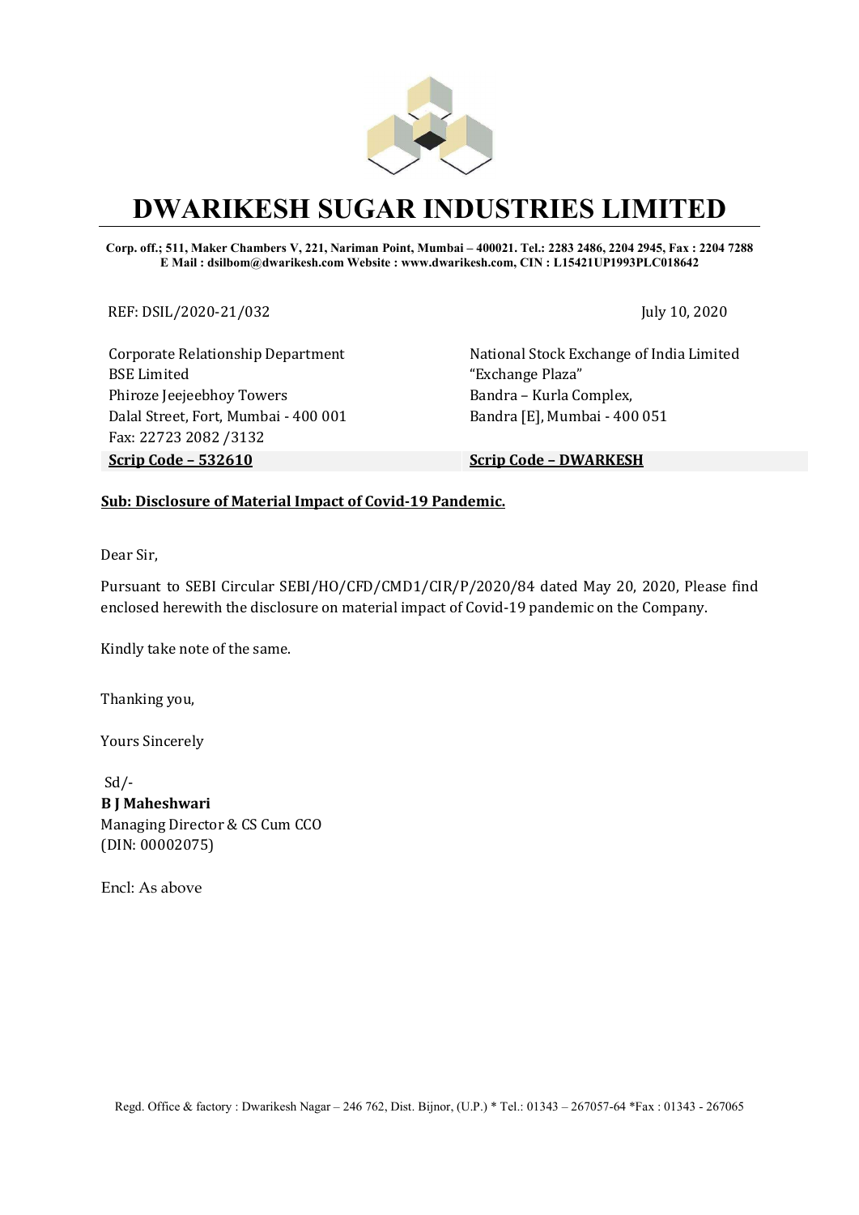# DWARIKESH SUGAR INDUSTRIES LIMITED

**Corp. off.; 511, Maker Chambers V, 221, Nariman Point, Mumbai – 400021. Tel.: 2283 2486, 2204 2945, Fax : 2204 7288**
**E Mail : dsilbom@dwarikesh.com Website : www.dwarikesh.com, CIN : L15421UP1993PLC018642**

REF: DSIL/2020-21/032

July 10, 2020

Corporate Relationship Department
BSE Limited
Phiroze Jeejeebhoy Towers
Dalal Street, Fort, Mumbai - 400 001
Fax: 22723 2082 /3132
**Scrip Code – 532610**

National Stock Exchange of India Limited
"Exchange Plaza"
Bandra – Kurla Complex,
Bandra [E], Mumbai - 400 051
**Scrip Code – DWARKESH**

**Sub: Disclosure of Material Impact of Covid-19 Pandemic.**

Dear Sir,

Pursuant to SEBI Circular SEBI/HO/CFD/CMD1/CIR/P/2020/84 dated May 20, 2020, Please find enclosed herewith the disclosure on material impact of Covid-19 pandemic on the Company.

Kindly take note of the same.

Thanking you,

Yours Sincerely

Sd/-
**B J Maheshwari**
Managing Director & CS Cum CCO
(DIN: 00002075)

Encl: As above

Regd. Office & factory : Dwarikesh Nagar – 246 762, Dist. Bijnor, (U.P.) * Tel.: 01343 – 267057-64 *Fax : 01343 - 267065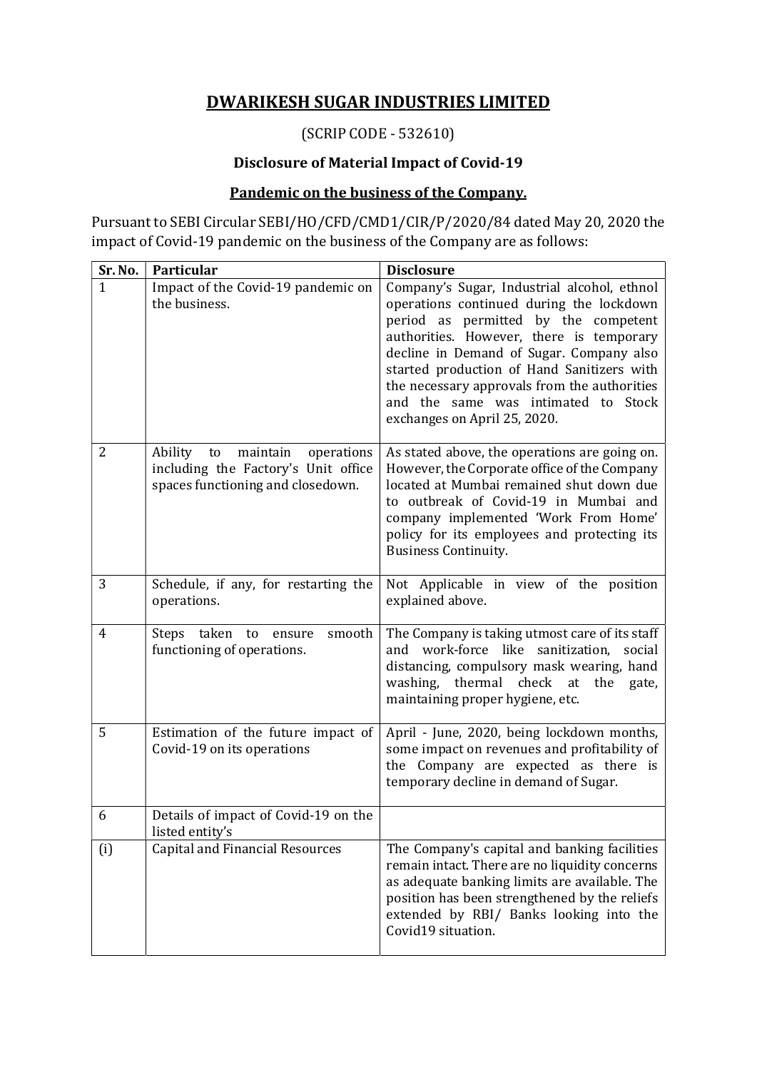# DWARIKESH SUGAR INDUSTRIES LIMITED

(SCRIP CODE - 532610)

**Disclosure of Material Impact of Covid-19**

**Pandemic on the business of the Company.**

Pursuant to SEBI Circular SEBI/HO/CFD/CMD1/CIR/P/2020/84 dated May 20, 2020 the impact of Covid-19 pandemic on the business of the Company are as follows:

| Sr. No. | Particular | Disclosure |
|---|---|---|
| 1 | Impact of the Covid-19 pandemic on the business. | Company's Sugar, Industrial alcohol, ethnol operations continued during the lockdown period as permitted by the competent authorities. However, there is temporary decline in Demand of Sugar. Company also started production of Hand Sanitizers with the necessary approvals from the authorities and the same was intimated to Stock exchanges on April 25, 2020. |
| 2 | Ability to maintain operations including the Factory's Unit office spaces functioning and closedown. | As stated above, the operations are going on. However, the Corporate office of the Company located at Mumbai remained shut down due to outbreak of Covid-19 in Mumbai and company implemented 'Work From Home' policy for its employees and protecting its Business Continuity. |
| 3 | Schedule, if any, for restarting the operations. | Not Applicable in view of the position explained above. |
| 4 | Steps taken to ensure smooth functioning of operations. | The Company is taking utmost care of its staff and work-force like sanitization, social distancing, compulsory mask wearing, hand washing, thermal check at the gate, maintaining proper hygiene, etc. |
| 5 | Estimation of the future impact of Covid-19 on its operations | April - June, 2020, being lockdown months, some impact on revenues and profitability of the Company are expected as there is temporary decline in demand of Sugar. |
| 6 | Details of impact of Covid-19 on the listed entity's | |
| (i) | Capital and Financial Resources | The Company's capital and banking facilities remain intact. There are no liquidity concerns as adequate banking limits are available. The position has been strengthened by the reliefs extended by RBI/ Banks looking into the Covid19 situation. |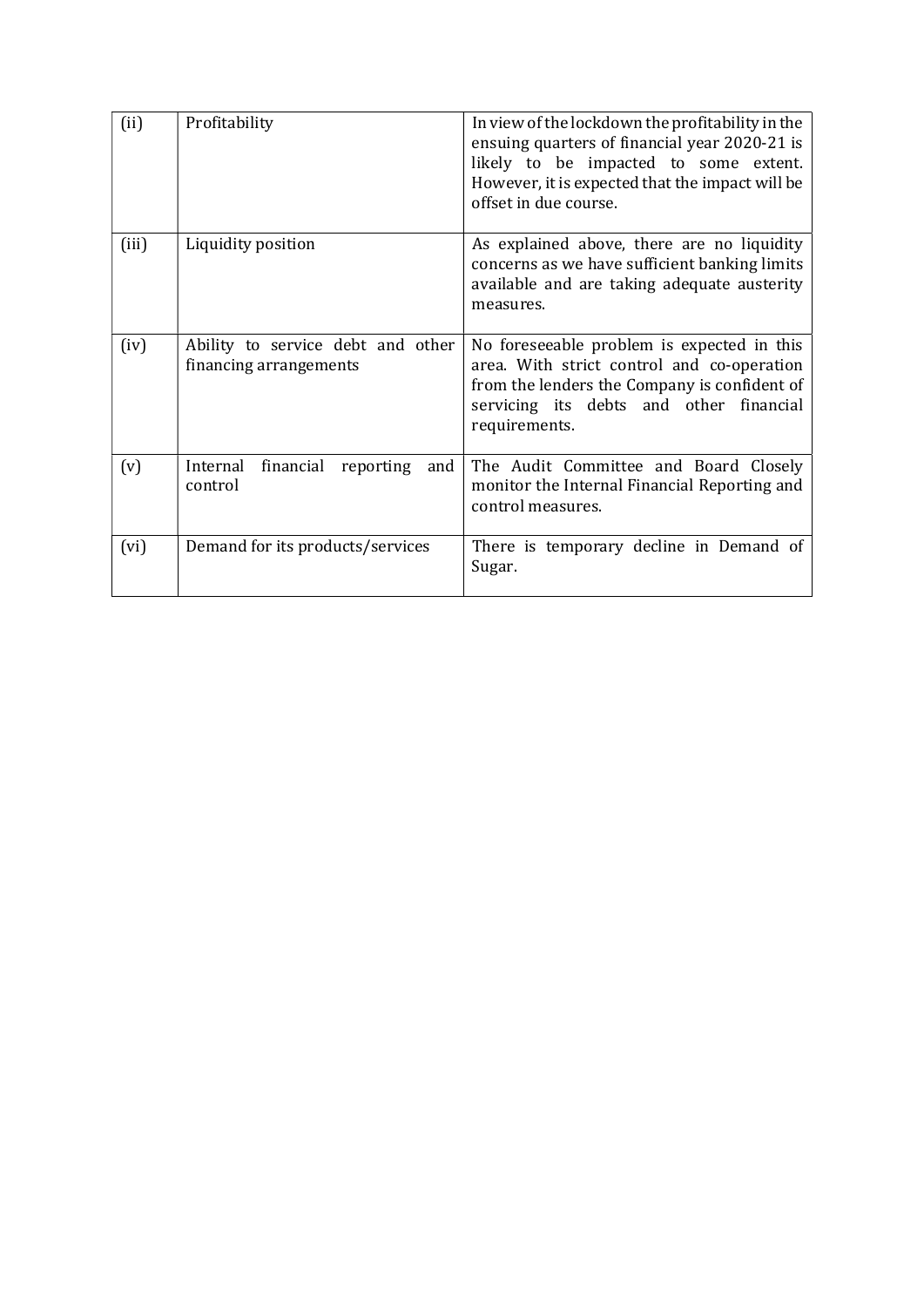| | | |
|---|---|---|
| (ii) | Profitability | In view of the lockdown the profitability in the ensuing quarters of financial year 2020-21 is likely to be impacted to some extent. However, it is expected that the impact will be offset in due course. |
| (iii) | Liquidity position | As explained above, there are no liquidity concerns as we have sufficient banking limits available and are taking adequate austerity measures. |
| (iv) | Ability to service debt and other financing arrangements | No foreseeable problem is expected in this area. With strict control and co-operation from the lenders the Company is confident of servicing its debts and other financial requirements. |
| (v) | Internal financial reporting and control | The Audit Committee and Board Closely monitor the Internal Financial Reporting and control measures. |
| (vi) | Demand for its products/services | There is temporary decline in Demand of Sugar. |